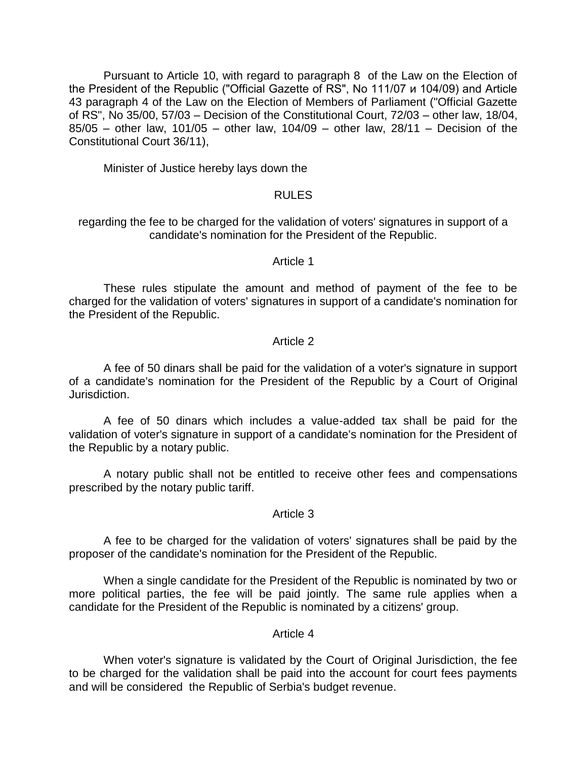Pursuant to Article 10, with regard to paragraph 8 of the Law on the Election of the President of the Republic ("Official Gazette of RS", No 111/07 и 104/09) and Article 43 paragraph 4 of the Law on the Election of Members of Parliament ("Official Gazette of RS", No 35/00, 57/03 – Decision of the Constitutional Court, 72/03 – other law, 18/04, 85/05 – other law, 101/05 – other law, 104/09 – other law, 28/11 – Decision of the Constitutional Court 36/11),

Minister of Justice hereby lays down the

# RULES

regarding the fee to be charged for the validation of voters' signatures in support of a candidate's nomination for the President of the Republic.

## Article 1

These rules stipulate the amount and method of payment of the fee to be charged for the validation of voters' signatures in support of a candidate's nomination for the President of the Republic.

## Article 2

A fee of 50 dinars shall be paid for the validation of a voter's signature in support of a candidate's nomination for the President of the Republic by a Court of Original Jurisdiction.

A fee of 50 dinars which includes a value-added tax shall be paid for the validation of voter's signature in support of a candidate's nomination for the President of the Republic by a notary public.

A notary public shall not be entitled to receive other fees and compensations prescribed by the notary public tariff.

## Article 3

A fee to be charged for the validation of voters' signatures shall be paid by the proposer of the candidate's nomination for the President of the Republic.

When a single candidate for the President of the Republic is nominated by two or more political parties, the fee will be paid jointly. The same rule applies when a candidate for the President of the Republic is nominated by a citizens' group.

## Article 4

When voter's signature is validated by the Court of Original Jurisdiction, the fee to be charged for the validation shall be paid into the account for court fees payments and will be considered the Republic of Serbia's budget revenue.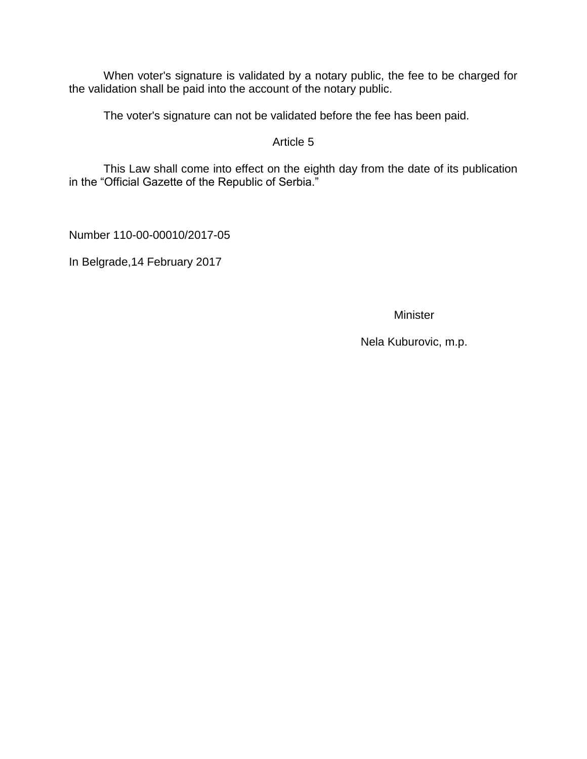When voter's signature is validated by a notary public, the fee to be charged for the validation shall be paid into the account of the notary public.

The voter's signature can not be validated before the fee has been paid.

Article 5

This Law shall come into effect on the eighth day from the date of its publication in the "Official Gazette of the Republic of Serbia."

Number 110-00-00010/2017-05

In Belgrade,14 February 2017

Minister

Nela Kuburovic, m.p.